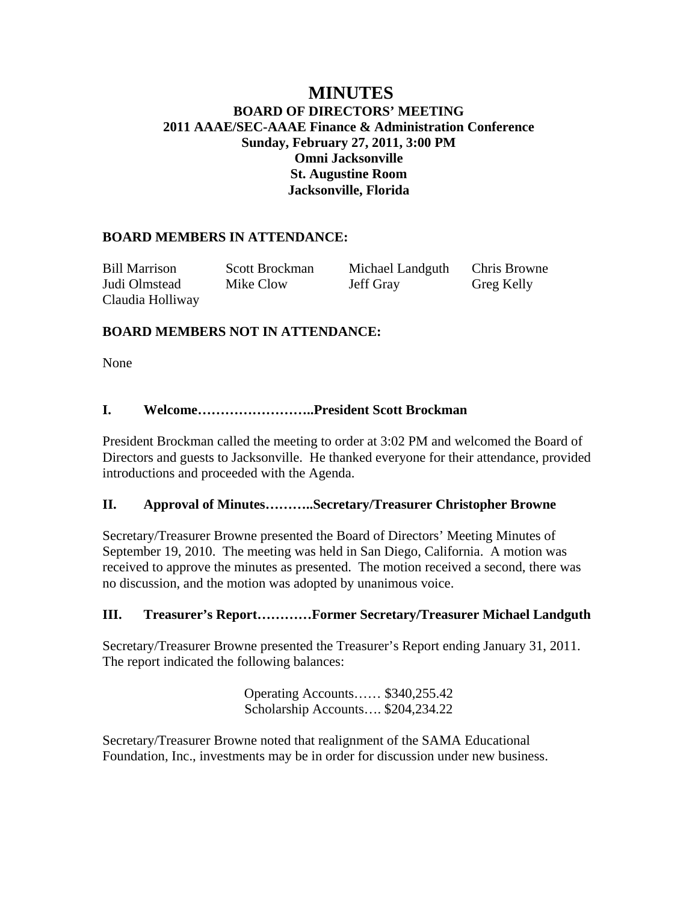# MINUTES

## BOARD OF DIRECTORS' MEETING
## 2011 AAAE/SEC-AAAE Finance & Administration Conference
## Sunday, February 27, 2011, 3:00 PM
## Omni Jacksonville
## St. Augustine Room
## Jacksonville, Florida

### BOARD MEMBERS IN ATTENDANCE:

| | | | |
|---|---|---|---|
| Bill Marrison | Scott Brockman | Michael Landguth | Chris Browne |
| Judi Olmstead | Mike Clow | Jeff Gray | Greg Kelly |
| Claudia Holliway | | | |

### BOARD MEMBERS NOT IN ATTENDANCE:

None

### I. Welcome……………………..President Scott Brockman

President Brockman called the meeting to order at 3:02 PM and welcomed the Board of Directors and guests to Jacksonville. He thanked everyone for their attendance, provided introductions and proceeded with the Agenda.

### II. Approval of Minutes………..Secretary/Treasurer Christopher Browne

Secretary/Treasurer Browne presented the Board of Directors' Meeting Minutes of September 19, 2010. The meeting was held in San Diego, California. A motion was received to approve the minutes as presented. The motion received a second, there was no discussion, and the motion was adopted by unanimous voice.

### III. Treasurer's Report…………Former Secretary/Treasurer Michael Landguth

Secretary/Treasurer Browne presented the Treasurer's Report ending January 31, 2011. The report indicated the following balances:

Operating Accounts…… $340,255.42
Scholarship Accounts…. $204,234.22

Secretary/Treasurer Browne noted that realignment of the SAMA Educational Foundation, Inc., investments may be in order for discussion under new business.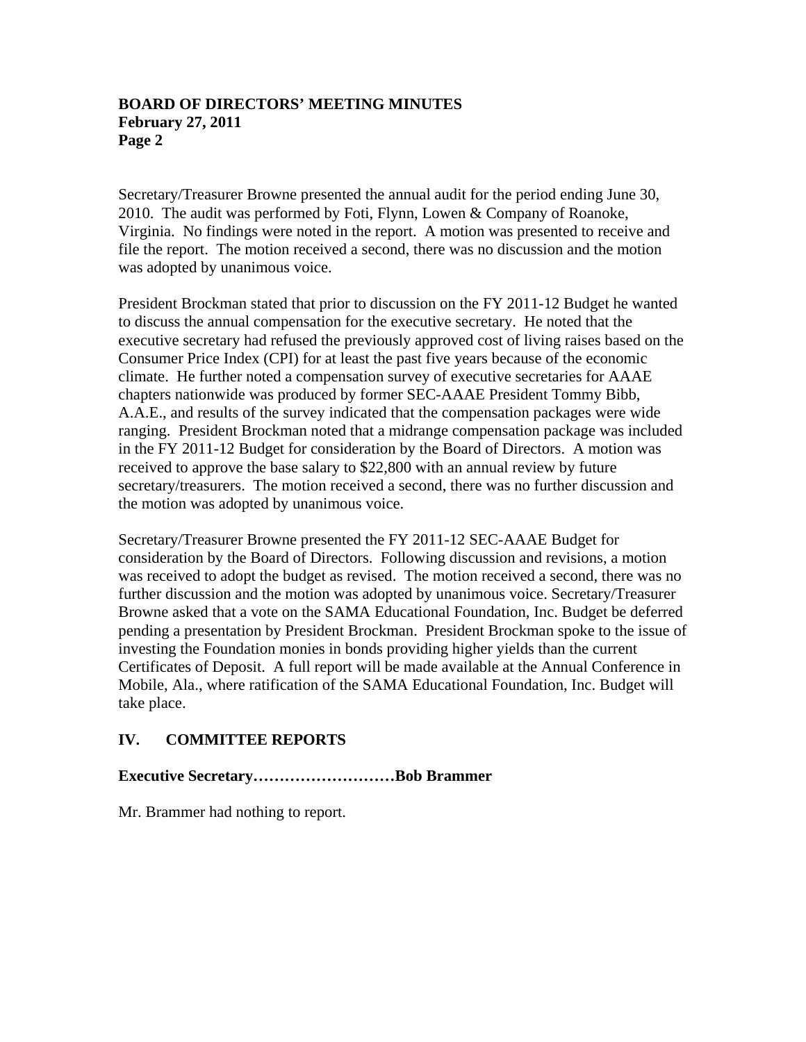Secretary/Treasurer Browne presented the annual audit for the period ending June 30, 2010. The audit was performed by Foti, Flynn, Lowen & Company of Roanoke, Virginia. No findings were noted in the report. A motion was presented to receive and file the report. The motion received a second, there was no discussion and the motion was adopted by unanimous voice.

President Brockman stated that prior to discussion on the FY 2011-12 Budget he wanted to discuss the annual compensation for the executive secretary. He noted that the executive secretary had refused the previously approved cost of living raises based on the Consumer Price Index (CPI) for at least the past five years because of the economic climate. He further noted a compensation survey of executive secretaries for AAAE chapters nationwide was produced by former SEC-AAAE President Tommy Bibb, A.A.E., and results of the survey indicated that the compensation packages were wide ranging. President Brockman noted that a midrange compensation package was included in the FY 2011-12 Budget for consideration by the Board of Directors. A motion was received to approve the base salary to $22,800 with an annual review by future secretary/treasurers. The motion received a second, there was no further discussion and the motion was adopted by unanimous voice.

Secretary/Treasurer Browne presented the FY 2011-12 SEC-AAAE Budget for consideration by the Board of Directors. Following discussion and revisions, a motion was received to adopt the budget as revised. The motion received a second, there was no further discussion and the motion was adopted by unanimous voice. Secretary/Treasurer Browne asked that a vote on the SAMA Educational Foundation, Inc. Budget be deferred pending a presentation by President Brockman. President Brockman spoke to the issue of investing the Foundation monies in bonds providing higher yields than the current Certificates of Deposit. A full report will be made available at the Annual Conference in Mobile, Ala., where ratification of the SAMA Educational Foundation, Inc. Budget will take place.

## IV. COMMITTEE REPORTS

**Executive Secretary………………………Bob Brammer**

Mr. Brammer had nothing to report.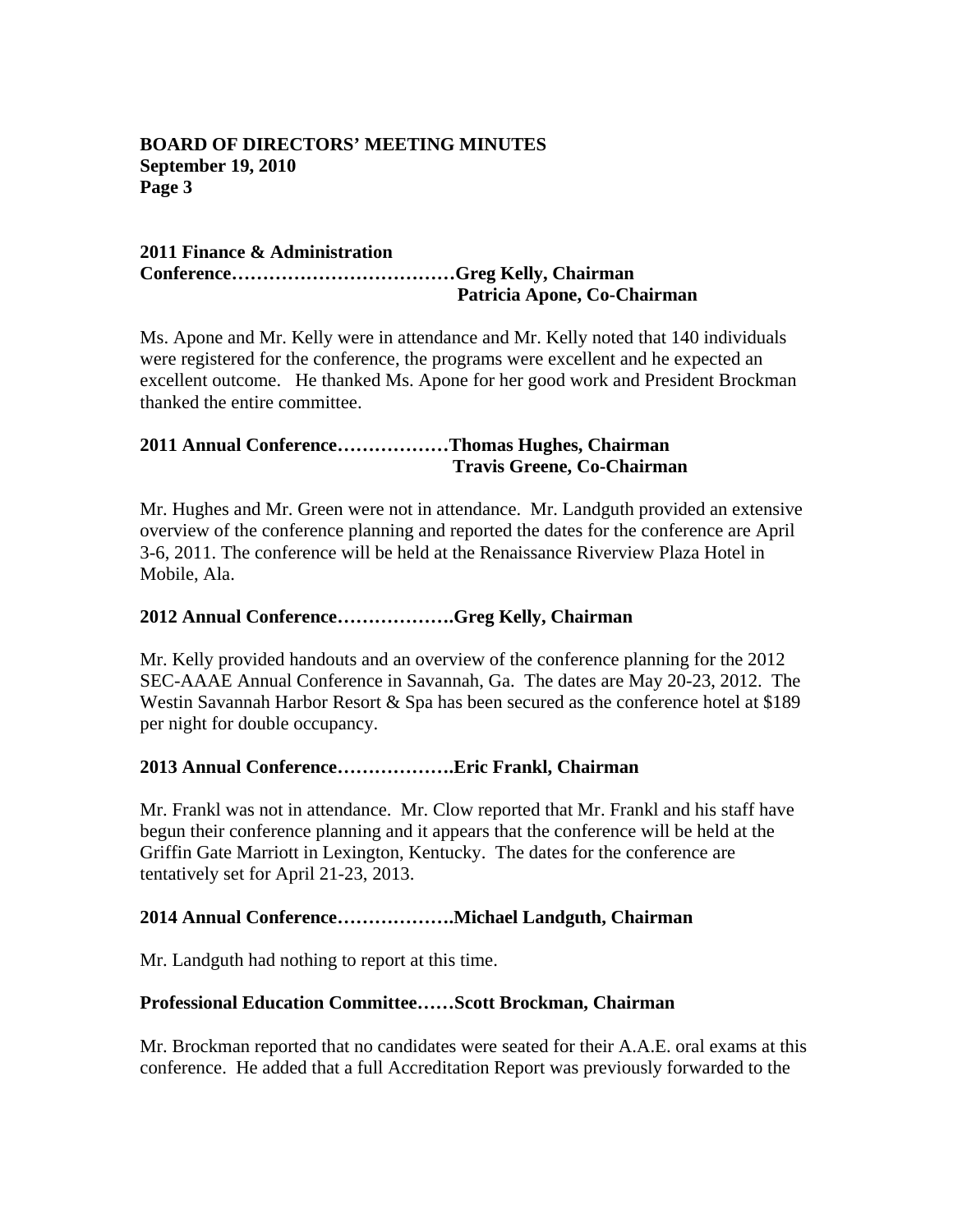**2011 Finance & Administration Conference………………………………Greg Kelly, Chairman**
**Patricia Apone, Co-Chairman**

Ms. Apone and Mr. Kelly were in attendance and Mr. Kelly noted that 140 individuals were registered for the conference, the programs were excellent and he expected an excellent outcome. He thanked Ms. Apone for her good work and President Brockman thanked the entire committee.

**2011 Annual Conference………………Thomas Hughes, Chairman**
**Travis Greene, Co-Chairman**

Mr. Hughes and Mr. Green were not in attendance. Mr. Landguth provided an extensive overview of the conference planning and reported the dates for the conference are April 3-6, 2011. The conference will be held at the Renaissance Riverview Plaza Hotel in Mobile, Ala.

**2012 Annual Conference……………….Greg Kelly, Chairman**

Mr. Kelly provided handouts and an overview of the conference planning for the 2012 SEC-AAAE Annual Conference in Savannah, Ga. The dates are May 20-23, 2012. The Westin Savannah Harbor Resort & Spa has been secured as the conference hotel at $189 per night for double occupancy.

**2013 Annual Conference……………….Eric Frankl, Chairman**

Mr. Frankl was not in attendance. Mr. Clow reported that Mr. Frankl and his staff have begun their conference planning and it appears that the conference will be held at the Griffin Gate Marriott in Lexington, Kentucky. The dates for the conference are tentatively set for April 21-23, 2013.

**2014 Annual Conference……………….Michael Landguth, Chairman**

Mr. Landguth had nothing to report at this time.

**Professional Education Committee……Scott Brockman, Chairman**

Mr. Brockman reported that no candidates were seated for their A.A.E. oral exams at this conference. He added that a full Accreditation Report was previously forwarded to the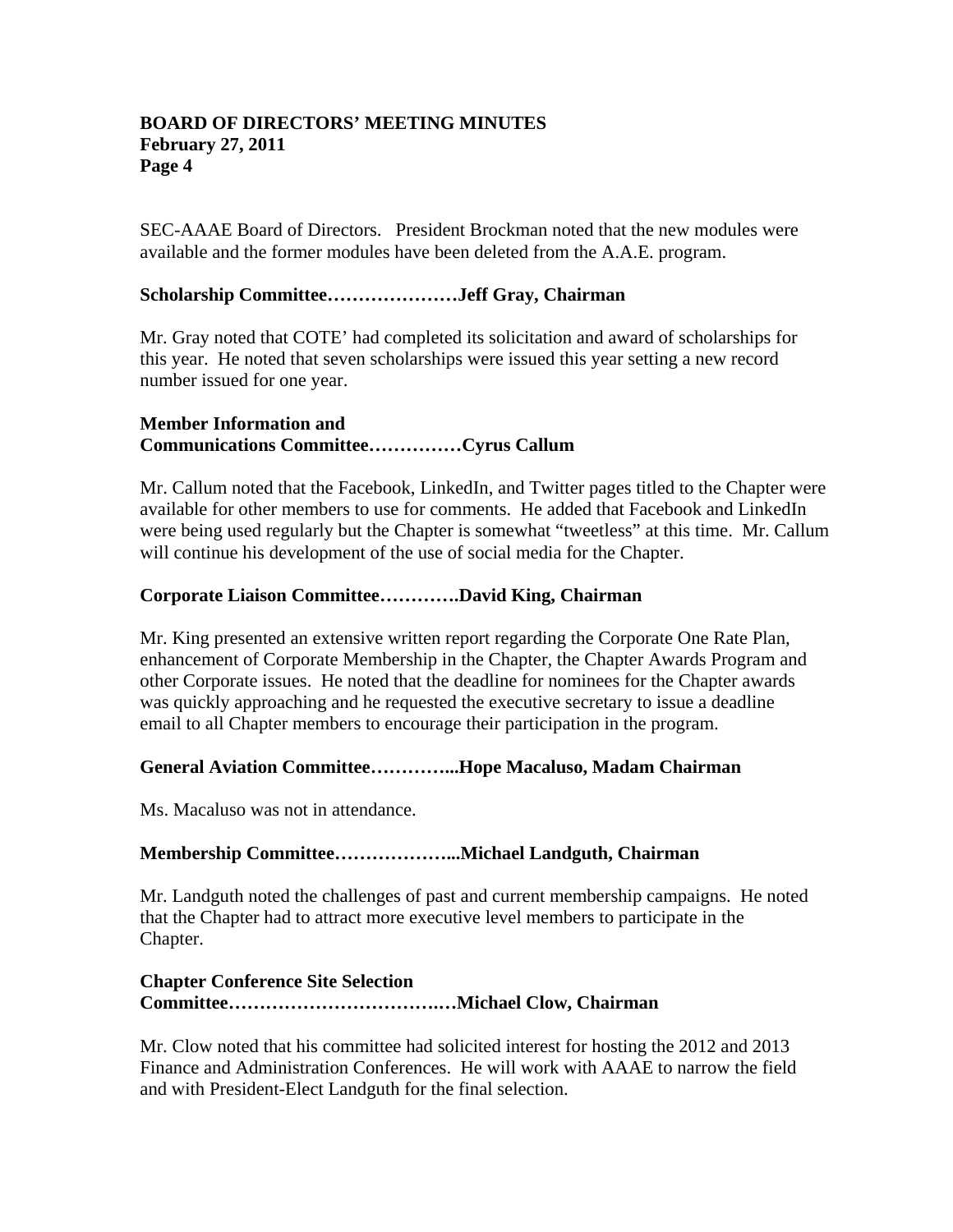SEC-AAAE Board of Directors. President Brockman noted that the new modules were available and the former modules have been deleted from the A.A.E. program.

**Scholarship Committee…………………Jeff Gray, Chairman**

Mr. Gray noted that COTE' had completed its solicitation and award of scholarships for this year. He noted that seven scholarships were issued this year setting a new record number issued for one year.

**Member Information and Communications Committee……………Cyrus Callum**

Mr. Callum noted that the Facebook, LinkedIn, and Twitter pages titled to the Chapter were available for other members to use for comments. He added that Facebook and LinkedIn were being used regularly but the Chapter is somewhat "tweetless" at this time. Mr. Callum will continue his development of the use of social media for the Chapter.

**Corporate Liaison Committee………….David King, Chairman**

Mr. King presented an extensive written report regarding the Corporate One Rate Plan, enhancement of Corporate Membership in the Chapter, the Chapter Awards Program and other Corporate issues. He noted that the deadline for nominees for the Chapter awards was quickly approaching and he requested the executive secretary to issue a deadline email to all Chapter members to encourage their participation in the program.

**General Aviation Committee…………...Hope Macaluso, Madam Chairman**

Ms. Macaluso was not in attendance.

**Membership Committee………………...Michael Landguth, Chairman**

Mr. Landguth noted the challenges of past and current membership campaigns. He noted that the Chapter had to attract more executive level members to participate in the Chapter.

**Chapter Conference Site Selection Committee…………………………….…Michael Clow, Chairman**

Mr. Clow noted that his committee had solicited interest for hosting the 2012 and 2013 Finance and Administration Conferences. He will work with AAAE to narrow the field and with President-Elect Landguth for the final selection.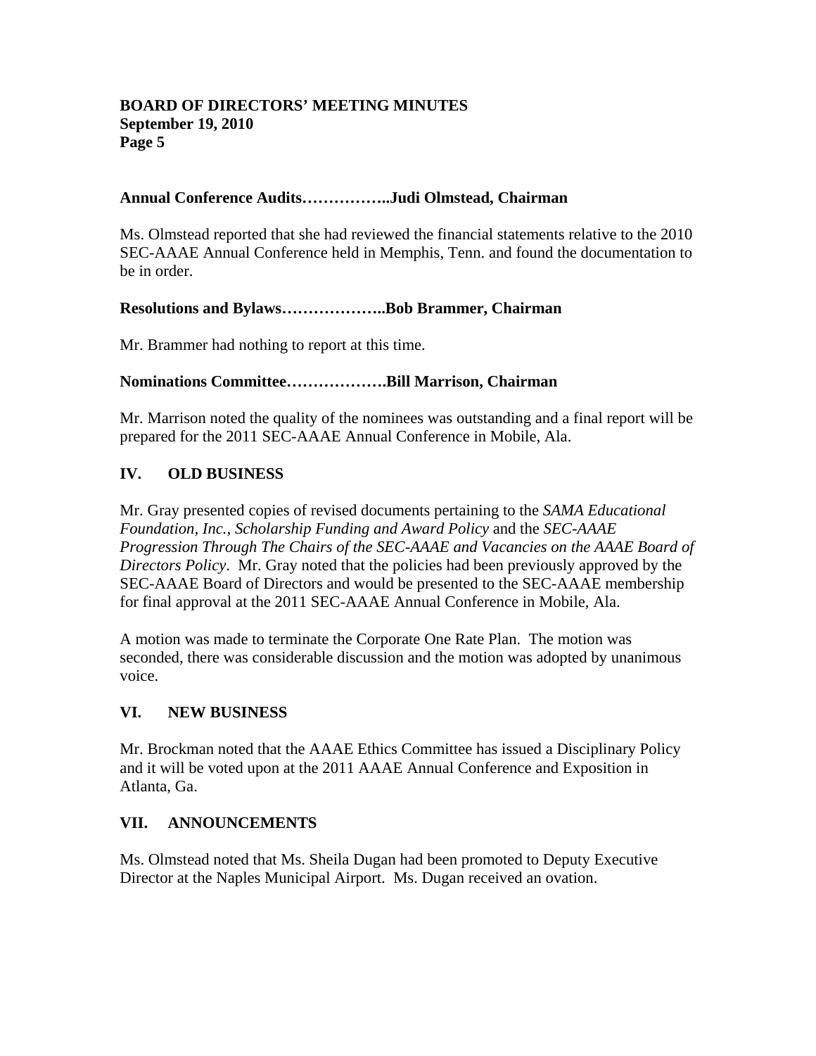**Annual Conference Audits……………..Judi Olmstead, Chairman**

Ms. Olmstead reported that she had reviewed the financial statements relative to the 2010 SEC-AAAE Annual Conference held in Memphis, Tenn. and found the documentation to be in order.

**Resolutions and Bylaws………………..Bob Brammer, Chairman**

Mr. Brammer had nothing to report at this time.

**Nominations Committee……………….Bill Marrison, Chairman**

Mr. Marrison noted the quality of the nominees was outstanding and a final report will be prepared for the 2011 SEC-AAAE Annual Conference in Mobile, Ala.

## IV. OLD BUSINESS

Mr. Gray presented copies of revised documents pertaining to the *SAMA Educational Foundation, Inc., Scholarship Funding and Award Policy* and the *SEC-AAAE Progression Through The Chairs of the SEC-AAAE and Vacancies on the AAAE Board of Directors Policy*. Mr. Gray noted that the policies had been previously approved by the SEC-AAAE Board of Directors and would be presented to the SEC-AAAE membership for final approval at the 2011 SEC-AAAE Annual Conference in Mobile, Ala.

A motion was made to terminate the Corporate One Rate Plan. The motion was seconded, there was considerable discussion and the motion was adopted by unanimous voice.

## VI. NEW BUSINESS

Mr. Brockman noted that the AAAE Ethics Committee has issued a Disciplinary Policy and it will be voted upon at the 2011 AAAE Annual Conference and Exposition in Atlanta, Ga.

## VII. ANNOUNCEMENTS

Ms. Olmstead noted that Ms. Sheila Dugan had been promoted to Deputy Executive Director at the Naples Municipal Airport. Ms. Dugan received an ovation.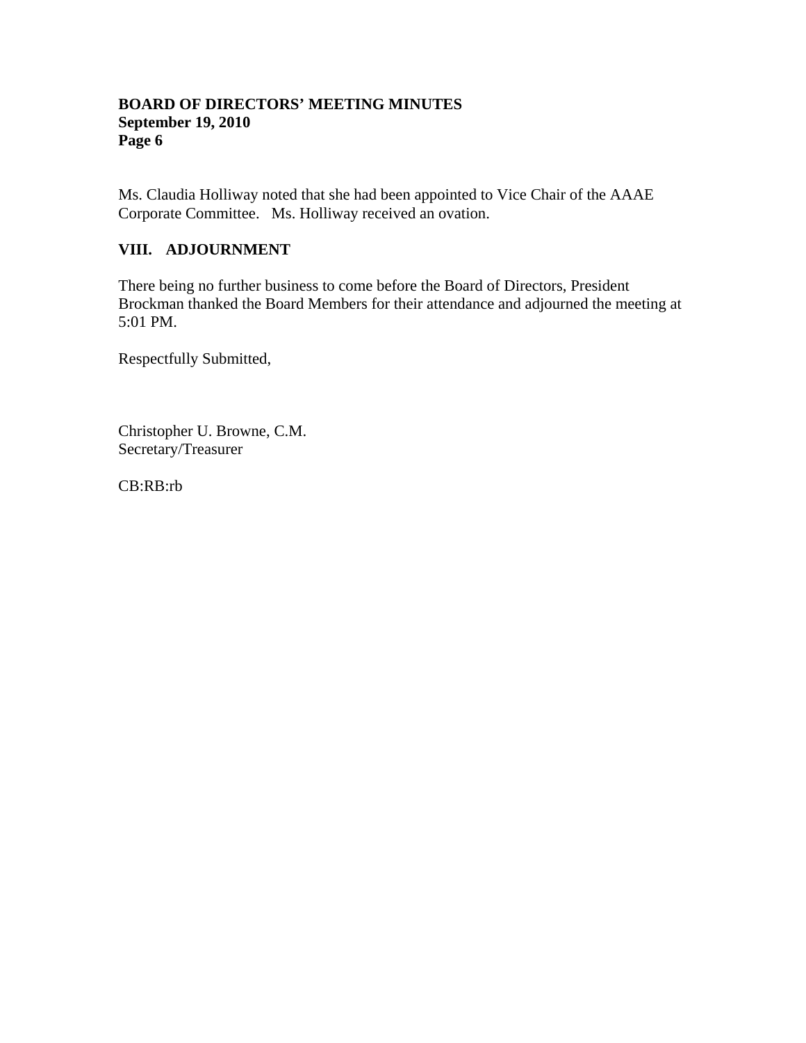Ms. Claudia Holliway noted that she had been appointed to Vice Chair of the AAAE Corporate Committee. Ms. Holliway received an ovation.

## VIII. ADJOURNMENT

There being no further business to come before the Board of Directors, President Brockman thanked the Board Members for their attendance and adjourned the meeting at 5:01 PM.

Respectfully Submitted,

Christopher U. Browne, C.M.
Secretary/Treasurer

CB:RB:rb